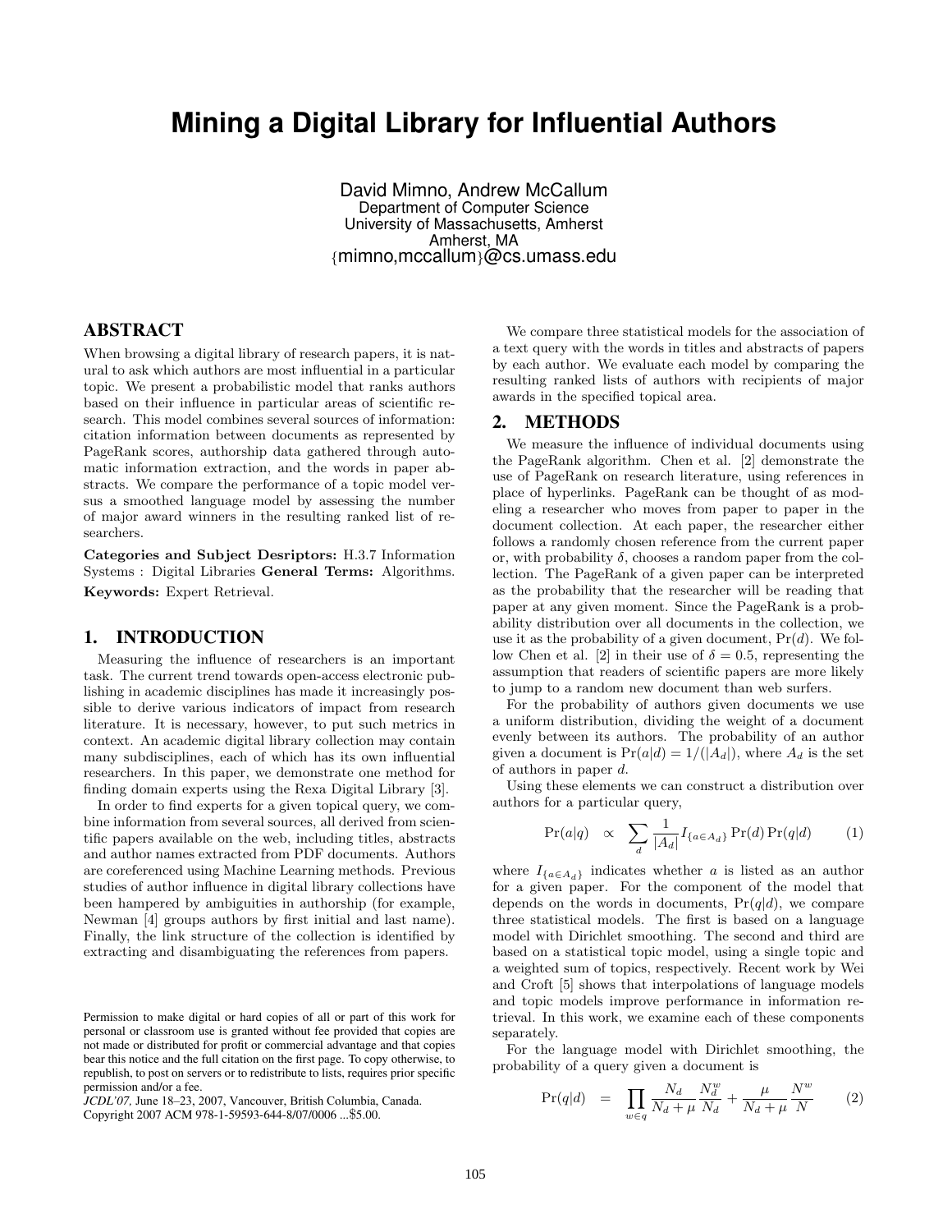# Mining a Digital Library for Influential Authors

David Mimno, Andrew McCallum
Department of Computer Science
University of Massachusetts, Amherst
Amherst, MA
{mimno,mccallum}@cs.umass.edu

## ABSTRACT

When browsing a digital library of research papers, it is natural to ask which authors are most influential in a particular topic. We present a probabilistic model that ranks authors based on their influence in particular areas of scientific research. This model combines several sources of information: citation information between documents as represented by PageRank scores, authorship data gathered through automatic information extraction, and the words in paper abstracts. We compare the performance of a topic model versus a smoothed language model by assessing the number of major award winners in the resulting ranked list of researchers.

**Categories and Subject Desriptors:** H.3.7 Information Systems : Digital Libraries **General Terms:** Algorithms.

**Keywords:** Expert Retrieval.

## 1. INTRODUCTION

Measuring the influence of researchers is an important task. The current trend towards open-access electronic publishing in academic disciplines has made it increasingly possible to derive various indicators of impact from research literature. It is necessary, however, to put such metrics in context. An academic digital library collection may contain many subdisciplines, each of which has its own influential researchers. In this paper, we demonstrate one method for finding domain experts using the Rexa Digital Library [3].

In order to find experts for a given topical query, we combine information from several sources, all derived from scientific papers available on the web, including titles, abstracts and author names extracted from PDF documents. Authors are coreferenced using Machine Learning methods. Previous studies of author influence in digital library collections have been hampered by ambiguities in authorship (for example, Newman [4] groups authors by first initial and last name). Finally, the link structure of the collection is identified by extracting and disambiguating the references from papers.

Permission to make digital or hard copies of all or part of this work for personal or classroom use is granted without fee provided that copies are not made or distributed for profit or commercial advantage and that copies bear this notice and the full citation on the first page. To copy otherwise, to republish, to post on servers or to redistribute to lists, requires prior specific permission and/or a fee.
*JCDL'07,* June 18–23, 2007, Vancouver, British Columbia, Canada.
Copyright 2007 ACM 978-1-59593-644-8/07/0006 ...$5.00.

We compare three statistical models for the association of a text query with the words in titles and abstracts of papers by each author. We evaluate each model by comparing the resulting ranked lists of authors with recipients of major awards in the specified topical area.

## 2. METHODS

We measure the influence of individual documents using the PageRank algorithm. Chen et al. [2] demonstrate the use of PageRank on research literature, using references in place of hyperlinks. PageRank can be thought of as modeling a researcher who moves from paper to paper in the document collection. At each paper, the researcher either follows a randomly chosen reference from the current paper or, with probability $\delta$, chooses a random paper from the collection. The PageRank of a given paper can be interpreted as the probability that the researcher will be reading that paper at any given moment. Since the PageRank is a probability distribution over all documents in the collection, we use it as the probability of a given document, $\Pr(d)$. We follow Chen et al. [2] in their use of $\delta = 0.5$, representing the assumption that readers of scientific papers are more likely to jump to a random new document than web surfers.

For the probability of authors given documents we use a uniform distribution, dividing the weight of a document evenly between its authors. The probability of an author given a document is $\Pr(a|d) = 1/(|A_d|)$, where $A_d$ is the set of authors in paper $d$.

Using these elements we can construct a distribution over authors for a particular query,

$$\Pr(a|q) \quad \propto \quad \sum_d \frac{1}{|A_d|} I_{\{a \in A_d\}} \Pr(d) \Pr(q|d) \tag{1}$$

where $I_{\{a \in A_d\}}$ indicates whether $a$ is listed as an author for a given paper. For the component of the model that depends on the words in documents, $\Pr(q|d)$, we compare three statistical models. The first is based on a language model with Dirichlet smoothing. The second and third are based on a statistical topic model, using a single topic and a weighted sum of topics, respectively. Recent work by Wei and Croft [5] shows that interpolations of language models and topic models improve performance in information retrieval. In this work, we examine each of these components separately.

For the language model with Dirichlet smoothing, the probability of a query given a document is

$$\Pr(q|d) \quad = \quad \prod_{w \in q} \frac{N_d}{N_d + \mu} \frac{N_d^w}{N_d} + \frac{\mu}{N_d + \mu} \frac{N^w}{N} \tag{2}$$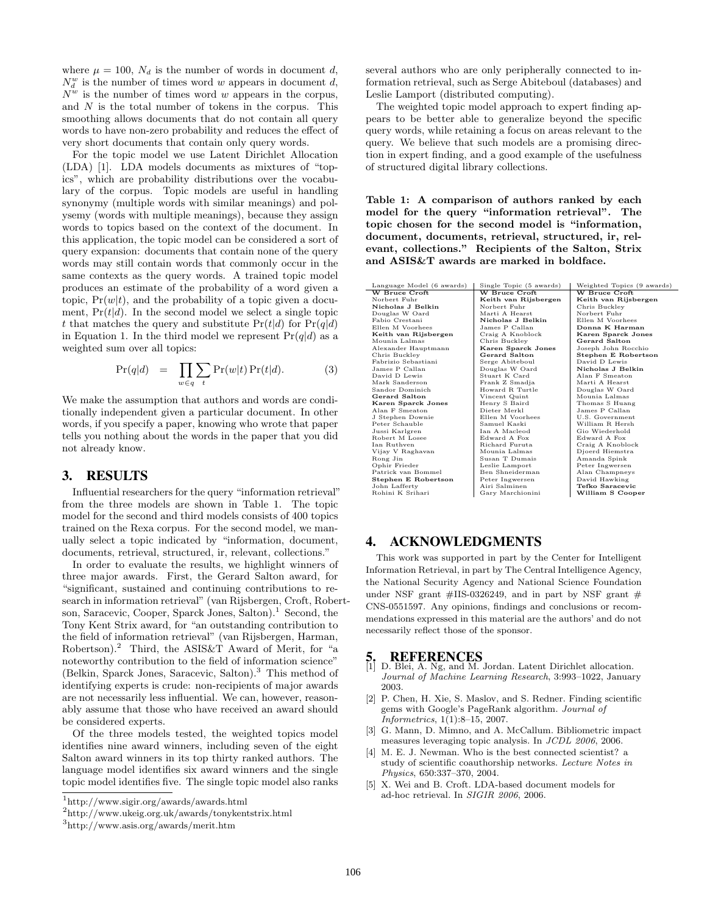where $\mu = 100$, $N_d$ is the number of words in document $d$, $N_d^w$ is the number of times word $w$ appears in document $d$, $N^w$ is the number of times word $w$ appears in the corpus, and $N$ is the total number of tokens in the corpus. This smoothing allows documents that do not contain all query words to have non-zero probability and reduces the effect of very short documents that contain only query words.

For the topic model we use Latent Dirichlet Allocation (LDA) [1]. LDA models documents as mixtures of "topics", which are probability distributions over the vocabulary of the corpus. Topic models are useful in handling synonymy (multiple words with similar meanings) and polysemy (words with multiple meanings), because they assign words to topics based on the context of the document. In this application, the topic model can be considered a sort of query expansion: documents that contain none of the query words may still contain words that commonly occur in the same contexts as the query words. A trained topic model produces an estimate of the probability of a word given a topic, $\Pr(w|t)$, and the probability of a topic given a document, $\Pr(t|d)$. In the second model we select a single topic $t$ that matches the query and substitute $\Pr(t|d)$ for $\Pr(q|d)$ in Equation 1. In the third model we represent $\Pr(q|d)$ as a weighted sum over all topics:

$$\Pr(q|d) \quad = \quad \prod_{w \in q} \sum_{t} \Pr(w|t) \Pr(t|d). \tag{3}$$

We make the assumption that authors and words are conditionally independent given a particular document. In other words, if you specify a paper, knowing who wrote that paper tells you nothing about the words in the paper that you did not already know.

## 3. RESULTS

Influential researchers for the query "information retrieval" from the three models are shown in Table 1. The topic model for the second and third models consists of 400 topics trained on the Rexa corpus. For the second model, we manually select a topic indicated by "information, document, documents, retrieval, structured, ir, relevant, collections."

In order to evaluate the results, we highlight winners of three major awards. First, the Gerard Salton award, for "significant, sustained and continuing contributions to research in information retrieval" (van Rijsbergen, Croft, Robertson, Saracevic, Cooper, Sparck Jones, Salton).[1] Second, the Tony Kent Strix award, for "an outstanding contribution to the field of information retrieval" (van Rijsbergen, Harman, Robertson).[2] Third, the ASIS&T Award of Merit, for "a noteworthy contribution to the field of information science" (Belkin, Sparck Jones, Saracevic, Salton).[3] This method of identifying experts is crude: non-recipients of major awards are not necessarily less influential. We can, however, reasonably assume that those who have received an award should be considered experts.

Of the three models tested, the weighted topics model identifies nine award winners, including seven of the eight Salton award winners in its top thirty ranked authors. The language model identifies six award winners and the single topic model identifies five. The single topic model also ranks several authors who are only peripherally connected to information retrieval, such as Serge Abiteboul (databases) and Leslie Lamport (distributed computing).

The weighted topic model approach to expert finding appears to be better able to generalize beyond the specific query words, while retaining a focus on areas relevant to the query. We believe that such models are a promising direction in expert finding, and a good example of the usefulness of structured digital library collections.

[1] http://www.sigir.org/awards/awards.html

[2] http://www.ukeig.org.uk/awards/tonykentstrix.html

[3] http://www.asis.org/awards/merit.htm

**Table 1: A comparison of authors ranked by each model for the query "information retrieval". The topic chosen for the second model is "information, document, documents, retrieval, structured, ir, relevant, collections." Recipients of the Salton, Strix and ASIS&T awards are marked in boldface.**

| Language Model (6 awards) | Single Topic (5 awards) | Weighted Topics (9 awards) |
|---|---|---|
| **W Bruce Croft** | **W Bruce Croft** | **W Bruce Croft** |
| Norbert Fuhr | **Keith van Rijsbergen** | **Keith van Rijsbergen** |
| **Nicholas J Belkin** | Norbert Fuhr | Chris Buckley |
| Douglas W Oard | Marti A Hearst | Norbert Fuhr |
| Fabio Crestani | **Nicholas J Belkin** | Ellen M Voorhees |
| Ellen M Voorhees | James P Callan | **Donna K Harman** |
| **Keith van Rijsbergen** | Craig A Knoblock | **Karen Sparck Jones** |
| Mounia Lalmas | Chris Buckley | **Gerard Salton** |
| Alexander Hauptmann | **Karen Sparck Jones** | Joseph John Rocchio |
| Chris Buckley | **Gerard Salton** | **Stephen E Robertson** |
| Fabrizio Sebastiani | Serge Abiteboul | David D Lewis |
| James P Callan | Douglas W Oard | **Nicholas J Belkin** |
| David D Lewis | Stuart K Card | Alan F Smeaton |
| Mark Sanderson | Frank Z Smadja | Marti A Hearst |
| Sandor Dominich | Howard R Turtle | Douglas W Oard |
| **Gerard Salton** | Vincent Quint | Mounia Lalmas |
| **Karen Sparck Jones** | Henry S Baird | Thomas S Huang |
| Alan F Smeaton | Dieter Merkl | James P Callan |
| J Stephen Downie | Ellen M Voorhees | U.S. Government |
| Peter Schauble | Samuel Kaski | William R Hersh |
| Jussi Karlgren | Ian A Macleod | Gio Wiederhold |
| Robert M Losee | Edward A Fox | Edward A Fox |
| Ian Ruthven | Richard Furuta | Craig A Knoblock |
| Vijay V Raghavan | Mounia Lalmas | Djoerd Hiemstra |
| Rong Jin | Susan T Dumais | Amanda Spink |
| Ophir Frieder | Leslie Lamport | Peter Ingwersen |
| Patrick van Bommel | Ben Shneiderman | Alan Champneys |
| **Stephen E Robertson** | Peter Ingwersen | David Hawking |
| John Lafferty | Airi Salminen | **Tefko Saracevic** |
| Rohini K Srihari | Gary Marchionini | **William S Cooper** |

## 4. ACKNOWLEDGMENTS

This work was supported in part by the Center for Intelligent Information Retrieval, in part by The Central Intelligence Agency, the National Security Agency and National Science Foundation under NSF grant #IIS-0326249, and in part by NSF grant # CNS-0551597. Any opinions, findings and conclusions or recommendations expressed in this material are the authors' and do not necessarily reflect those of the sponsor.

## 5. REFERENCES

[1] D. Blei, A. Ng, and M. Jordan. Latent Dirichlet allocation. *Journal of Machine Learning Research*, 3:993–1022, January 2003.

[2] P. Chen, H. Xie, S. Maslov, and S. Redner. Finding scientific gems with Google's PageRank algorithm. *Journal of Informetrics*, 1(1):8–15, 2007.

[3] G. Mann, D. Mimno, and A. McCallum. Bibliometric impact measures leveraging topic analysis. In *JCDL 2006*, 2006.

[4] M. E. J. Newman. Who is the best connected scientist? a study of scientific coauthorship networks. *Lecture Notes in Physics*, 650:337–370, 2004.

[5] X. Wei and B. Croft. LDA-based document models for ad-hoc retrieval. In *SIGIR 2006*, 2006.